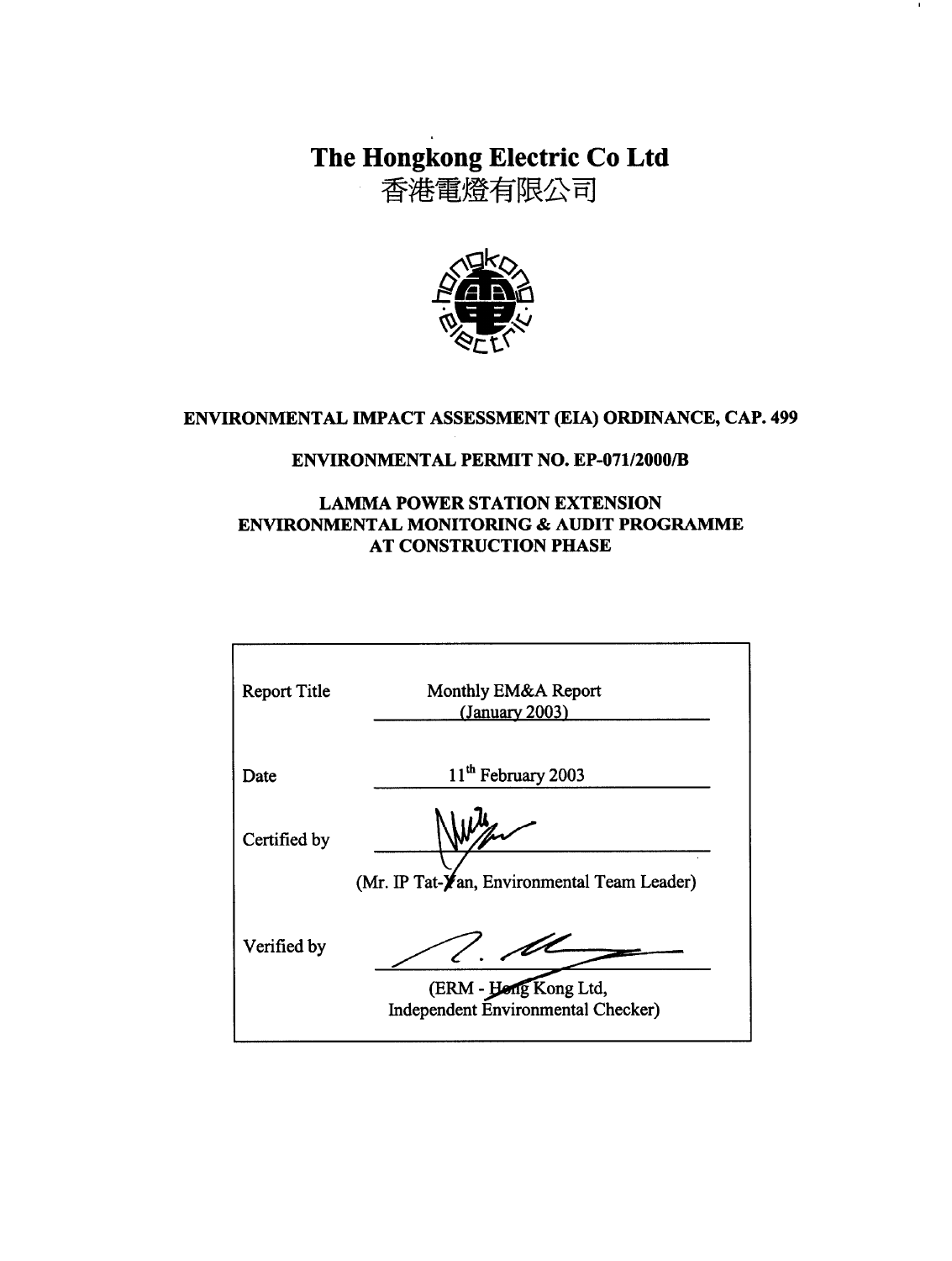# The Hongkong Electric Co Ltd
# 香港電燈有限公司

**ENVIRONMENTAL IMPACT ASSESSMENT (EIA) ORDINANCE, CAP. 499**

**ENVIRONMENTAL PERMIT NO. EP-071/2000/B**

**LAMMA POWER STATION EXTENSION**
**ENVIRONMENTAL MONITORING & AUDIT PROGRAMME**
**AT CONSTRUCTION PHASE**

| | |
|---|---|
| Report Title | Monthly EM&A Report (January 2003) |
| Date | 11th February 2003 |
| Certified by | (Mr. IP Tat-Yan, Environmental Team Leader) |
| Verified by | (ERM - Hong Kong Ltd, Independent Environmental Checker) |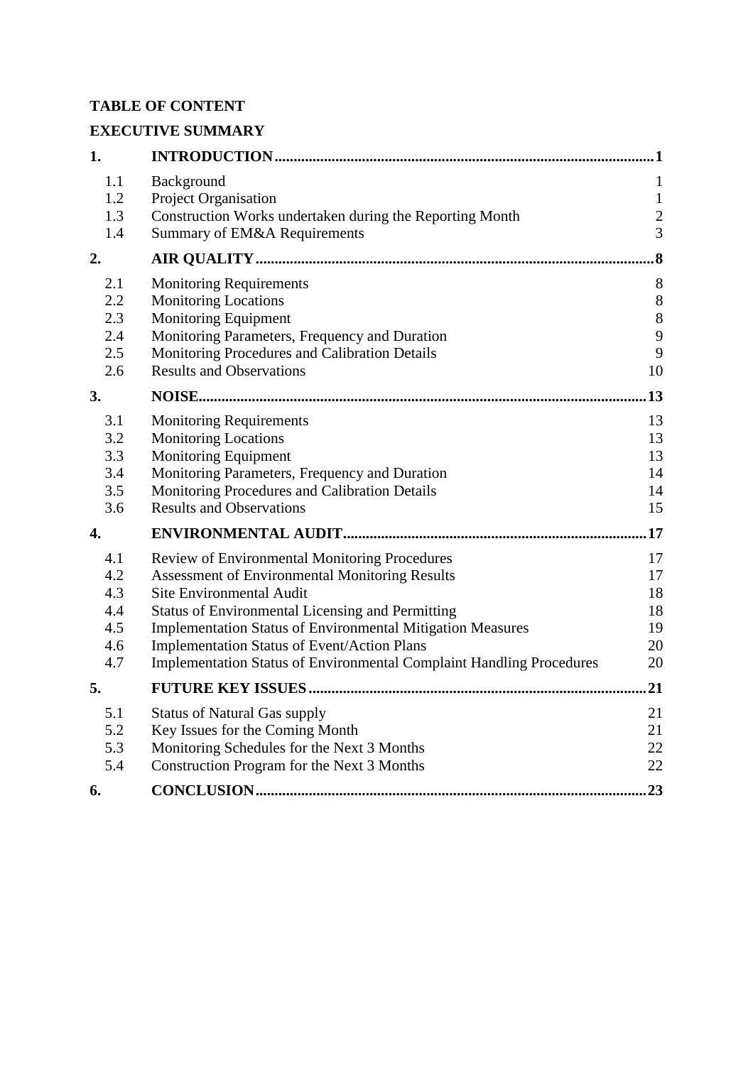**TABLE OF CONTENT**

**EXECUTIVE SUMMARY**

| | | |
|---|---|---|
| **1.** | **INTRODUCTION** | **1** |
| 1.1 | Background | 1 |
| 1.2 | Project Organisation | 1 |
| 1.3 | Construction Works undertaken during the Reporting Month | 2 |
| 1.4 | Summary of EM&A Requirements | 3 |
| **2.** | **AIR QUALITY** | **8** |
| 2.1 | Monitoring Requirements | 8 |
| 2.2 | Monitoring Locations | 8 |
| 2.3 | Monitoring Equipment | 8 |
| 2.4 | Monitoring Parameters, Frequency and Duration | 9 |
| 2.5 | Monitoring Procedures and Calibration Details | 9 |
| 2.6 | Results and Observations | 10 |
| **3.** | **NOISE** | **13** |
| 3.1 | Monitoring Requirements | 13 |
| 3.2 | Monitoring Locations | 13 |
| 3.3 | Monitoring Equipment | 13 |
| 3.4 | Monitoring Parameters, Frequency and Duration | 14 |
| 3.5 | Monitoring Procedures and Calibration Details | 14 |
| 3.6 | Results and Observations | 15 |
| **4.** | **ENVIRONMENTAL AUDIT** | **17** |
| 4.1 | Review of Environmental Monitoring Procedures | 17 |
| 4.2 | Assessment of Environmental Monitoring Results | 17 |
| 4.3 | Site Environmental Audit | 18 |
| 4.4 | Status of Environmental Licensing and Permitting | 18 |
| 4.5 | Implementation Status of Environmental Mitigation Measures | 19 |
| 4.6 | Implementation Status of Event/Action Plans | 20 |
| 4.7 | Implementation Status of Environmental Complaint Handling Procedures | 20 |
| **5.** | **FUTURE KEY ISSUES** | **21** |
| 5.1 | Status of Natural Gas supply | 21 |
| 5.2 | Key Issues for the Coming Month | 21 |
| 5.3 | Monitoring Schedules for the Next 3 Months | 22 |
| 5.4 | Construction Program for the Next 3 Months | 22 |
| **6.** | **CONCLUSION** | **23** |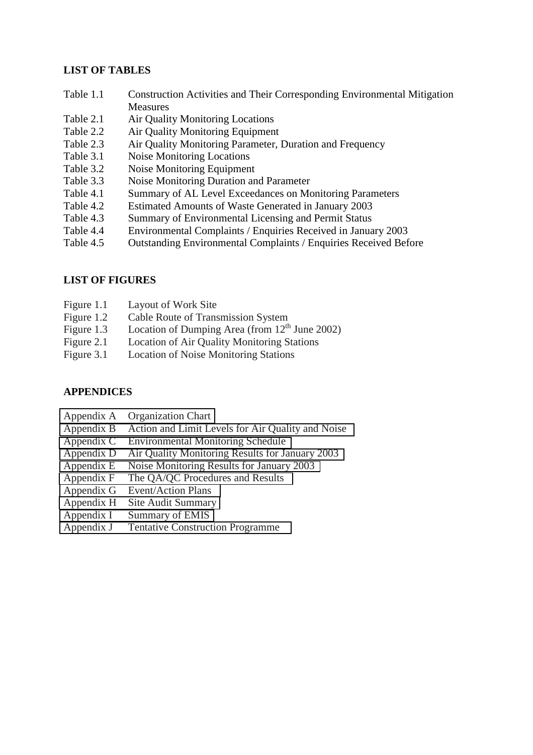## LIST OF TABLES

Table 1.1 Construction Activities and Their Corresponding Environmental Mitigation Measures
Table 2.1 Air Quality Monitoring Locations
Table 2.2 Air Quality Monitoring Equipment
Table 2.3 Air Quality Monitoring Parameter, Duration and Frequency
Table 3.1 Noise Monitoring Locations
Table 3.2 Noise Monitoring Equipment
Table 3.3 Noise Monitoring Duration and Parameter
Table 4.1 Summary of AL Level Exceedances on Monitoring Parameters
Table 4.2 Estimated Amounts of Waste Generated in January 2003
Table 4.3 Summary of Environmental Licensing and Permit Status
Table 4.4 Environmental Complaints / Enquiries Received in January 2003
Table 4.5 Outstanding Environmental Complaints / Enquiries Received Before

## LIST OF FIGURES

Figure 1.1 Layout of Work Site
Figure 1.2 Cable Route of Transmission System
Figure 1.3 Location of Dumping Area (from 12th June 2002)
Figure 2.1 Location of Air Quality Monitoring Stations
Figure 3.1 Location of Noise Monitoring Stations

## APPENDICES

Appendix A Organization Chart
Appendix B Action and Limit Levels for Air Quality and Noise
Appendix C Environmental Monitoring Schedule
Appendix D Air Quality Monitoring Results for January 2003
Appendix E Noise Monitoring Results for January 2003
Appendix F The QA/QC Procedures and Results
Appendix G Event/Action Plans
Appendix H Site Audit Summary
Appendix I Summary of EMIS
Appendix J Tentative Construction Programme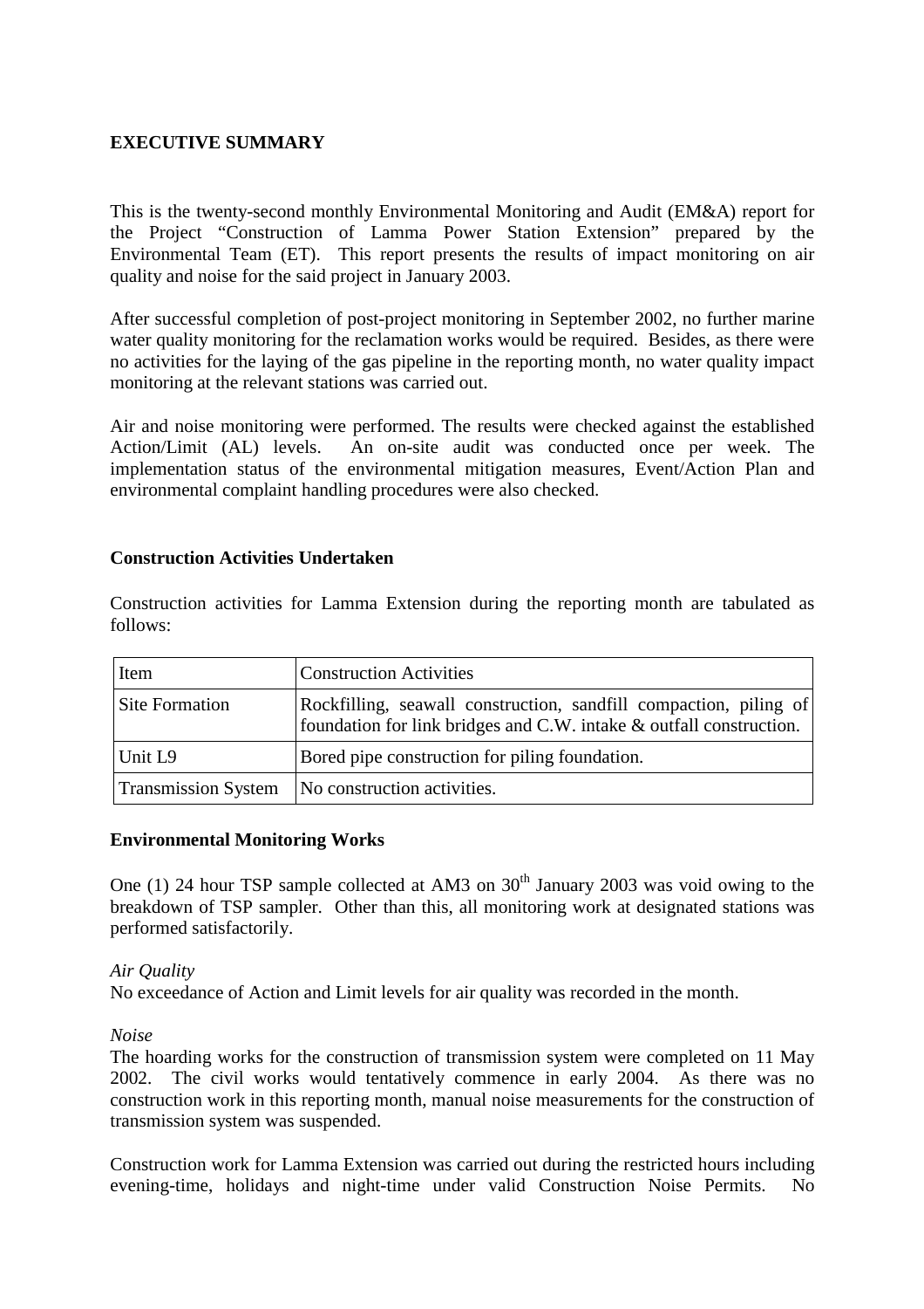## EXECUTIVE SUMMARY

This is the twenty-second monthly Environmental Monitoring and Audit (EM&A) report for the Project "Construction of Lamma Power Station Extension" prepared by the Environmental Team (ET). This report presents the results of impact monitoring on air quality and noise for the said project in January 2003.

After successful completion of post-project monitoring in September 2002, no further marine water quality monitoring for the reclamation works would be required. Besides, as there were no activities for the laying of the gas pipeline in the reporting month, no water quality impact monitoring at the relevant stations was carried out.

Air and noise monitoring were performed. The results were checked against the established Action/Limit (AL) levels. An on-site audit was conducted once per week. The implementation status of the environmental mitigation measures, Event/Action Plan and environmental complaint handling procedures were also checked.

### Construction Activities Undertaken

Construction activities for Lamma Extension during the reporting month are tabulated as follows:

| Item | Construction Activities |
|---|---|
| Site Formation | Rockfilling, seawall construction, sandfill compaction, piling of foundation for link bridges and C.W. intake & outfall construction. |
| Unit L9 | Bored pipe construction for piling foundation. |
| Transmission System | No construction activities. |

### Environmental Monitoring Works

One (1) 24 hour TSP sample collected at AM3 on 30th January 2003 was void owing to the breakdown of TSP sampler. Other than this, all monitoring work at designated stations was performed satisfactorily.

*Air Quality*
No exceedance of Action and Limit levels for air quality was recorded in the month.

*Noise*
The hoarding works for the construction of transmission system were completed on 11 May 2002. The civil works would tentatively commence in early 2004. As there was no construction work in this reporting month, manual noise measurements for the construction of transmission system was suspended.

Construction work for Lamma Extension was carried out during the restricted hours including evening-time, holidays and night-time under valid Construction Noise Permits. No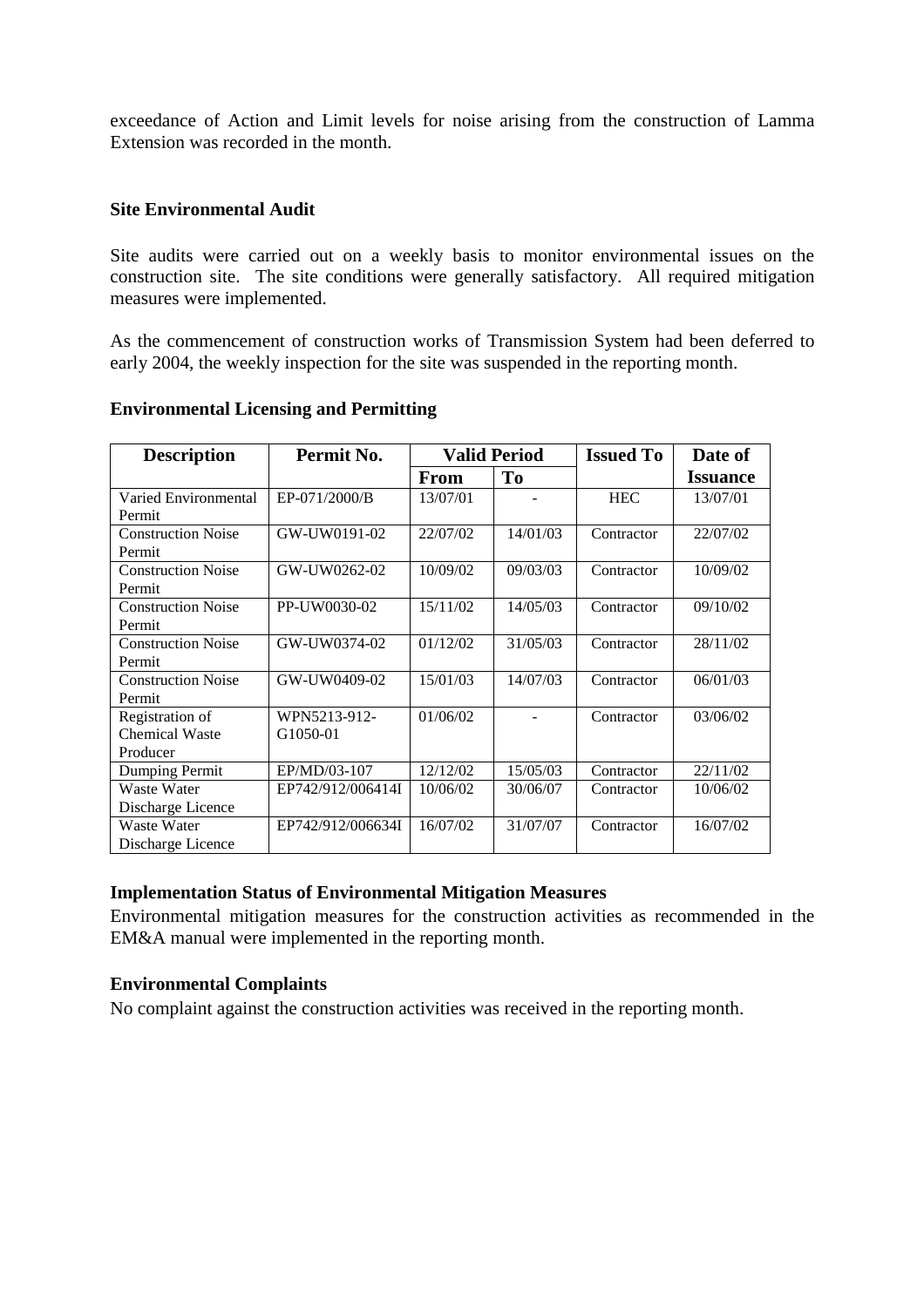exceedance of Action and Limit levels for noise arising from the construction of Lamma Extension was recorded in the month.

**Site Environmental Audit**

Site audits were carried out on a weekly basis to monitor environmental issues on the construction site. The site conditions were generally satisfactory. All required mitigation measures were implemented.

As the commencement of construction works of Transmission System had been deferred to early 2004, the weekly inspection for the site was suspended in the reporting month.

**Environmental Licensing and Permitting**

| Description | Permit No. | Valid Period | | Issued To | Date of |
|---|---|---|---|---|---|
| | | From | To | | Issuance |
| Varied Environmental Permit | EP-071/2000/B | 13/07/01 | - | HEC | 13/07/01 |
| Construction Noise Permit | GW-UW0191-02 | 22/07/02 | 14/01/03 | Contractor | 22/07/02 |
| Construction Noise Permit | GW-UW0262-02 | 10/09/02 | 09/03/03 | Contractor | 10/09/02 |
| Construction Noise Permit | PP-UW0030-02 | 15/11/02 | 14/05/03 | Contractor | 09/10/02 |
| Construction Noise Permit | GW-UW0374-02 | 01/12/02 | 31/05/03 | Contractor | 28/11/02 |
| Construction Noise Permit | GW-UW0409-02 | 15/01/03 | 14/07/03 | Contractor | 06/01/03 |
| Registration of Chemical Waste Producer | WPN5213-912-G1050-01 | 01/06/02 | - | Contractor | 03/06/02 |
| Dumping Permit | EP/MD/03-107 | 12/12/02 | 15/05/03 | Contractor | 22/11/02 |
| Waste Water Discharge Licence | EP742/912/006414I | 10/06/02 | 30/06/07 | Contractor | 10/06/02 |
| Waste Water Discharge Licence | EP742/912/006634I | 16/07/02 | 31/07/07 | Contractor | 16/07/02 |

**Implementation Status of Environmental Mitigation Measures**

Environmental mitigation measures for the construction activities as recommended in the EM&A manual were implemented in the reporting month.

**Environmental Complaints**

No complaint against the construction activities was received in the reporting month.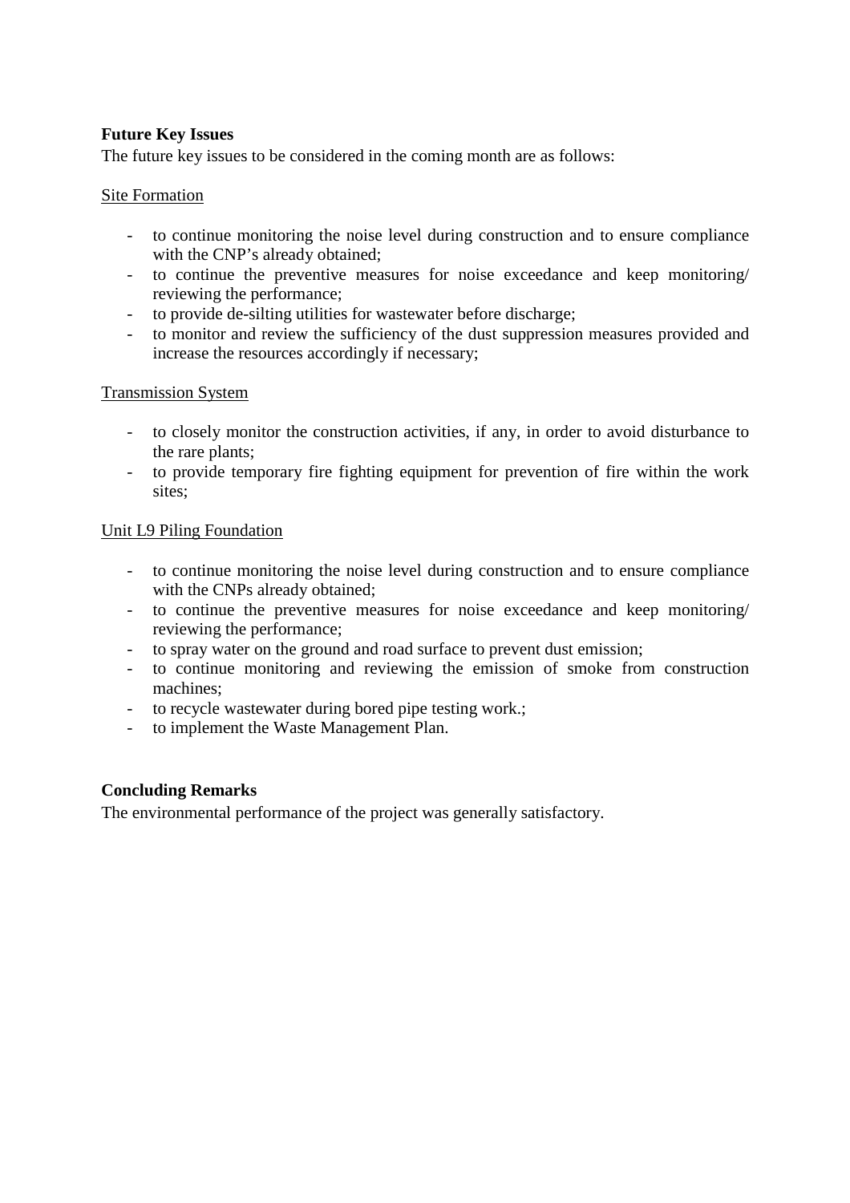**Future Key Issues**

The future key issues to be considered in the coming month are as follows:

Site Formation

- to continue monitoring the noise level during construction and to ensure compliance with the CNP's already obtained;
- to continue the preventive measures for noise exceedance and keep monitoring/ reviewing the performance;
- to provide de-silting utilities for wastewater before discharge;
- to monitor and review the sufficiency of the dust suppression measures provided and increase the resources accordingly if necessary;

Transmission System

- to closely monitor the construction activities, if any, in order to avoid disturbance to the rare plants;
- to provide temporary fire fighting equipment for prevention of fire within the work sites;

Unit L9 Piling Foundation

- to continue monitoring the noise level during construction and to ensure compliance with the CNPs already obtained;
- to continue the preventive measures for noise exceedance and keep monitoring/ reviewing the performance;
- to spray water on the ground and road surface to prevent dust emission;
- to continue monitoring and reviewing the emission of smoke from construction machines;
- to recycle wastewater during bored pipe testing work.;
- to implement the Waste Management Plan.

**Concluding Remarks**

The environmental performance of the project was generally satisfactory.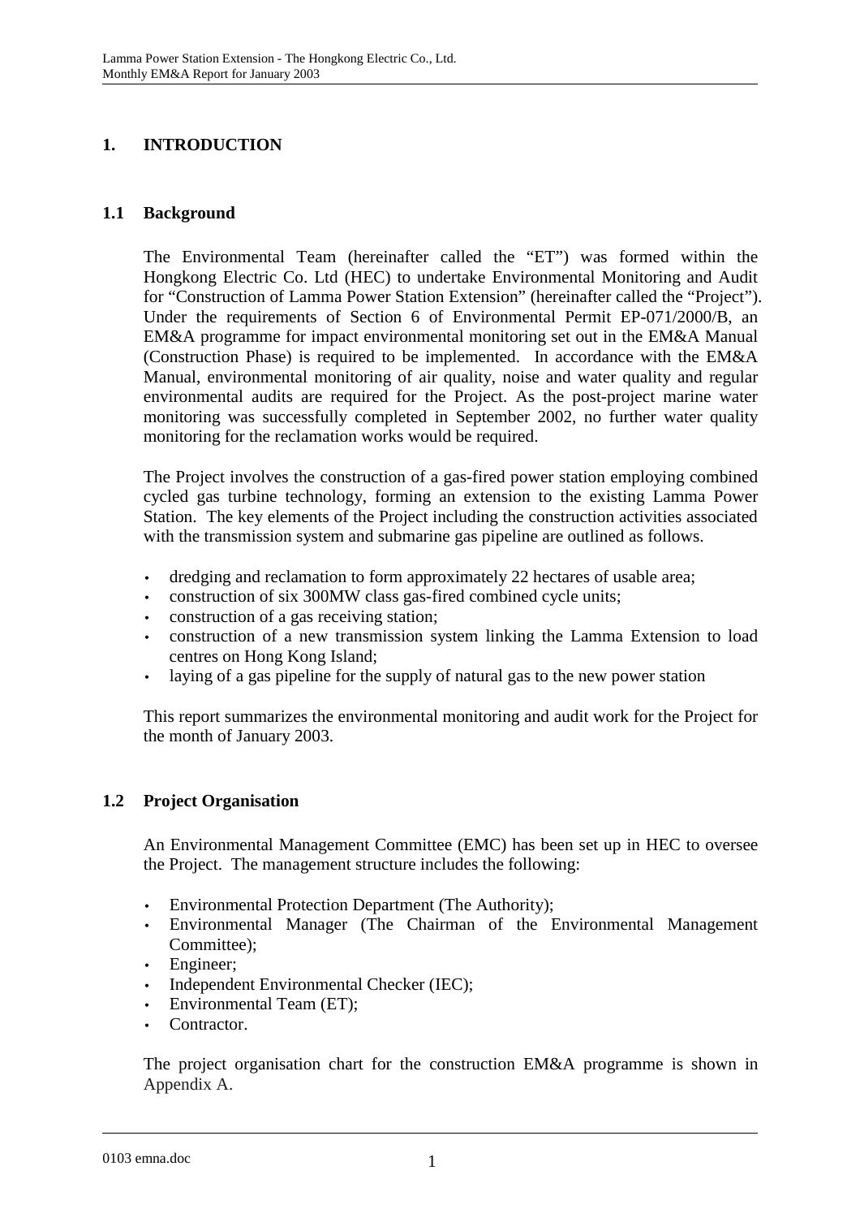# 1. INTRODUCTION

## 1.1 Background

The Environmental Team (hereinafter called the "ET") was formed within the Hongkong Electric Co. Ltd (HEC) to undertake Environmental Monitoring and Audit for "Construction of Lamma Power Station Extension" (hereinafter called the "Project"). Under the requirements of Section 6 of Environmental Permit EP-071/2000/B, an EM&A programme for impact environmental monitoring set out in the EM&A Manual (Construction Phase) is required to be implemented. In accordance with the EM&A Manual, environmental monitoring of air quality, noise and water quality and regular environmental audits are required for the Project. As the post-project marine water monitoring was successfully completed in September 2002, no further water quality monitoring for the reclamation works would be required.

The Project involves the construction of a gas-fired power station employing combined cycled gas turbine technology, forming an extension to the existing Lamma Power Station. The key elements of the Project including the construction activities associated with the transmission system and submarine gas pipeline are outlined as follows.

- dredging and reclamation to form approximately 22 hectares of usable area;
- construction of six 300MW class gas-fired combined cycle units;
- construction of a gas receiving station;
- construction of a new transmission system linking the Lamma Extension to load centres on Hong Kong Island;
- laying of a gas pipeline for the supply of natural gas to the new power station

This report summarizes the environmental monitoring and audit work for the Project for the month of January 2003.

## 1.2 Project Organisation

An Environmental Management Committee (EMC) has been set up in HEC to oversee the Project. The management structure includes the following:

- Environmental Protection Department (The Authority);
- Environmental Manager (The Chairman of the Environmental Management Committee);
- Engineer;
- Independent Environmental Checker (IEC);
- Environmental Team (ET);
- Contractor.

The project organisation chart for the construction EM&A programme is shown in Appendix A.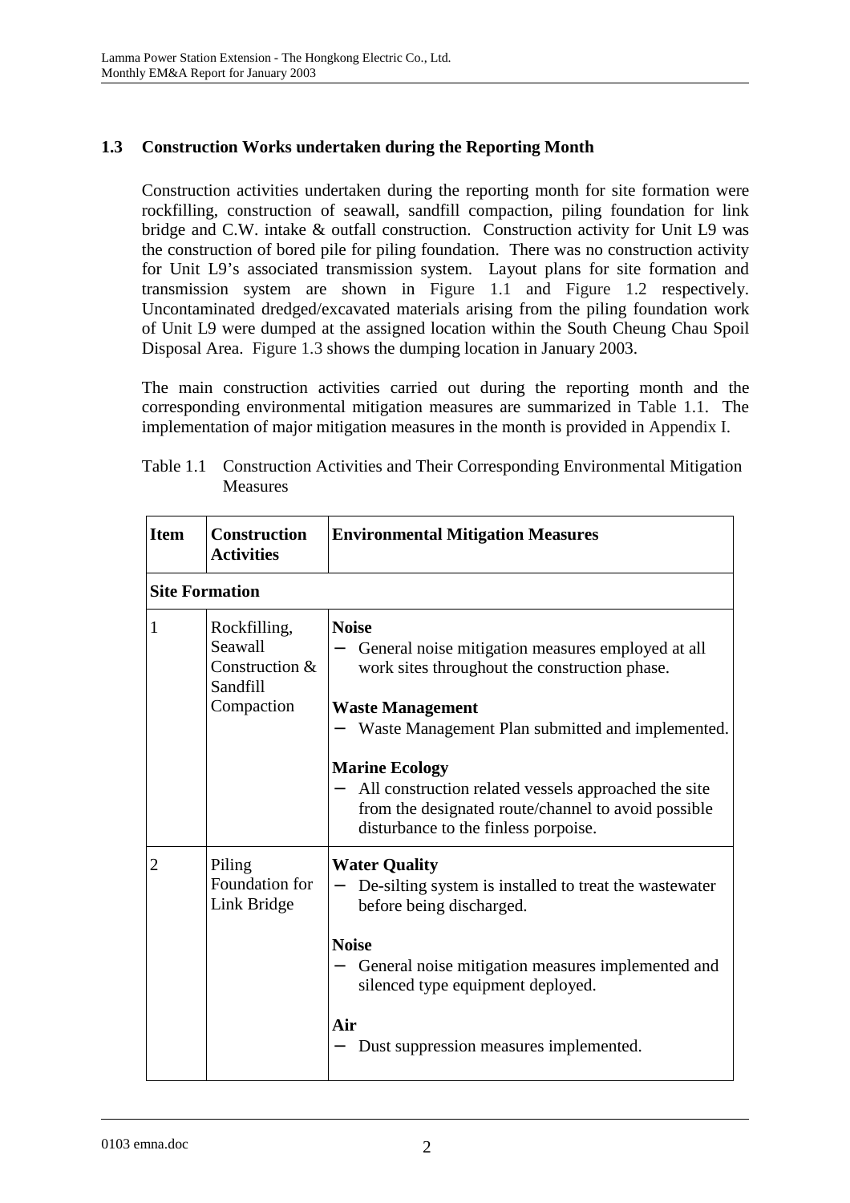### 1.3 Construction Works undertaken during the Reporting Month

Construction activities undertaken during the reporting month for site formation were rockfilling, construction of seawall, sandfill compaction, piling foundation for link bridge and C.W. intake & outfall construction. Construction activity for Unit L9 was the construction of bored pile for piling foundation. There was no construction activity for Unit L9's associated transmission system. Layout plans for site formation and transmission system are shown in Figure 1.1 and Figure 1.2 respectively. Uncontaminated dredged/excavated materials arising from the piling foundation work of Unit L9 were dumped at the assigned location within the South Cheung Chau Spoil Disposal Area. Figure 1.3 shows the dumping location in January 2003.

The main construction activities carried out during the reporting month and the corresponding environmental mitigation measures are summarized in Table 1.1. The implementation of major mitigation measures in the month is provided in Appendix I.

Table 1.1 Construction Activities and Their Corresponding Environmental Mitigation Measures

| Item | Construction Activities | Environmental Mitigation Measures |
|---|---|---|
| **Site Formation** | | |
| 1 | Rockfilling, Seawall Construction & Sandfill Compaction | **Noise**<br>– General noise mitigation measures employed at all work sites throughout the construction phase.<br><br>**Waste Management**<br>– Waste Management Plan submitted and implemented.<br><br>**Marine Ecology**<br>– All construction related vessels approached the site from the designated route/channel to avoid possible disturbance to the finless porpoise. |
| 2 | Piling Foundation for Link Bridge | **Water Quality**<br>– De-silting system is installed to treat the wastewater before being discharged.<br><br>**Noise**<br>– General noise mitigation measures implemented and silenced type equipment deployed.<br><br>**Air**<br>– Dust suppression measures implemented. |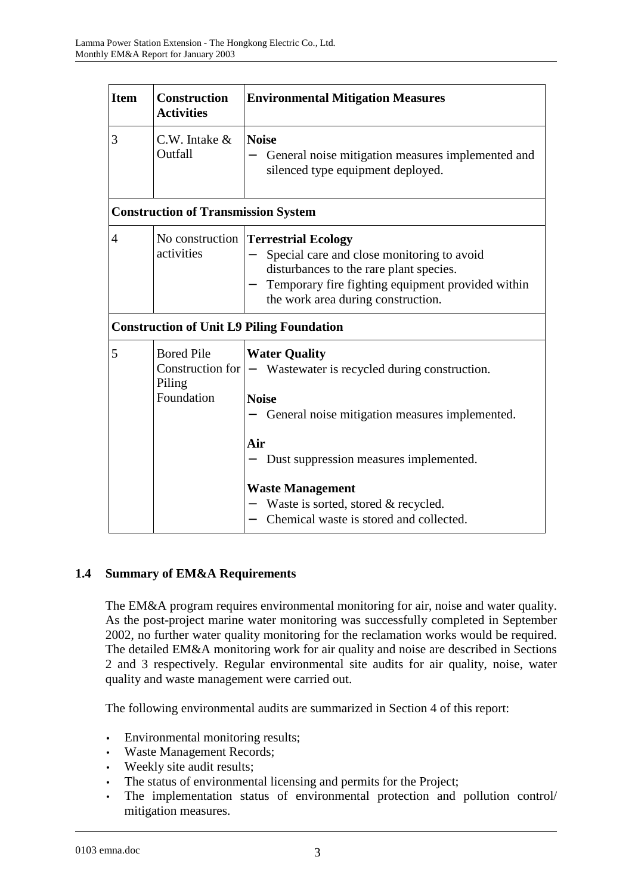| Item | Construction Activities | Environmental Mitigation Measures |
|---|---|---|
| 3 | C.W. Intake & Outfall | **Noise**<br>− General noise mitigation measures implemented and silenced type equipment deployed. |
| **Construction of Transmission System** | | |
| 4 | No construction activities | **Terrestrial Ecology**<br>− Special care and close monitoring to avoid disturbances to the rare plant species.<br>− Temporary fire fighting equipment provided within the work area during construction. |
| **Construction of Unit L9 Piling Foundation** | | |
| 5 | Bored Pile Construction for Piling Foundation | **Water Quality**<br>− Wastewater is recycled during construction.<br><br>**Noise**<br>− General noise mitigation measures implemented.<br><br>**Air**<br>− Dust suppression measures implemented.<br><br>**Waste Management**<br>− Waste is sorted, stored & recycled.<br>− Chemical waste is stored and collected. |

### 1.4 Summary of EM&A Requirements

The EM&A program requires environmental monitoring for air, noise and water quality. As the post-project marine water monitoring was successfully completed in September 2002, no further water quality monitoring for the reclamation works would be required. The detailed EM&A monitoring work for air quality and noise are described in Sections 2 and 3 respectively. Regular environmental site audits for air quality, noise, water quality and waste management were carried out.

The following environmental audits are summarized in Section 4 of this report:

- Environmental monitoring results;
- Waste Management Records;
- Weekly site audit results;
- The status of environmental licensing and permits for the Project;
- The implementation status of environmental protection and pollution control/ mitigation measures.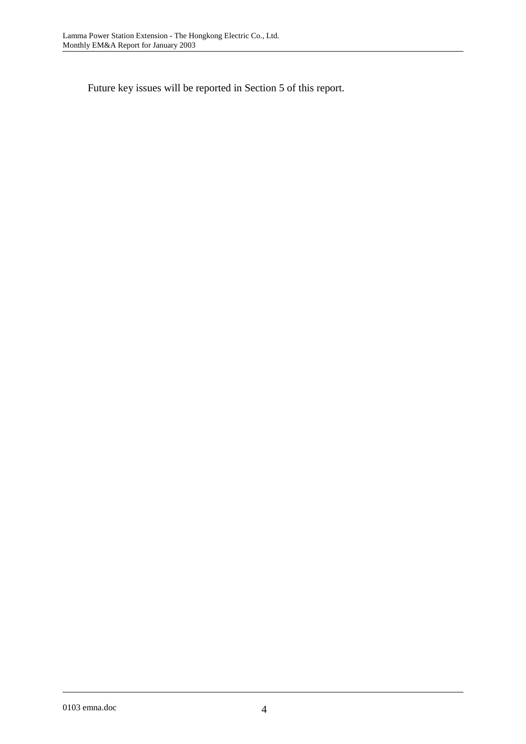Future key issues will be reported in Section 5 of this report.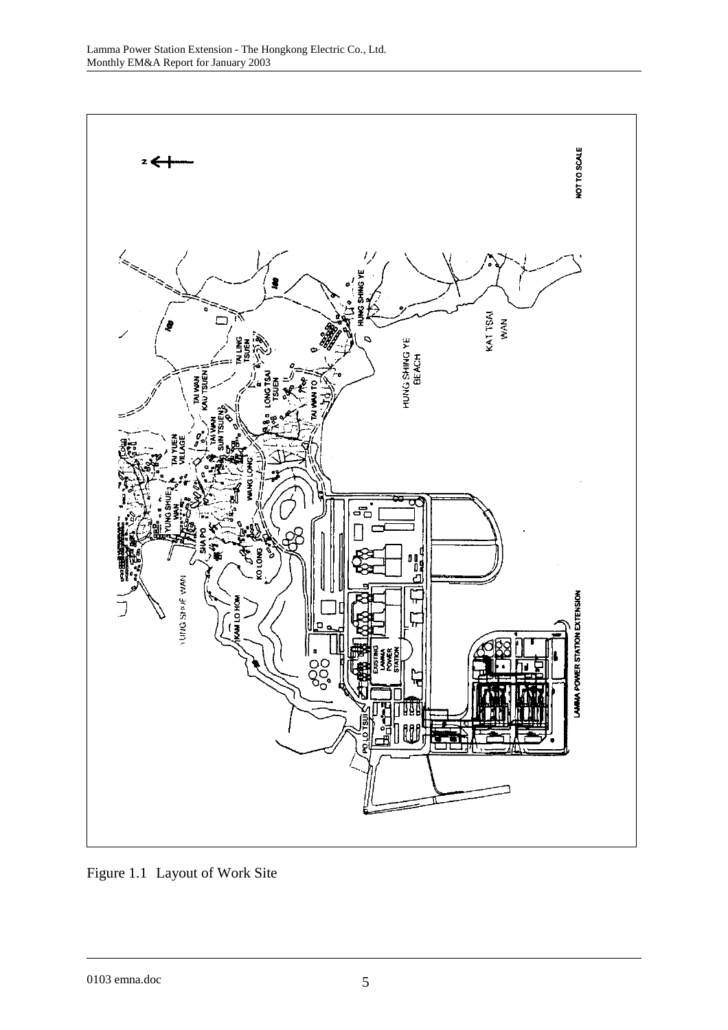Figure 1.1 Layout of Work Site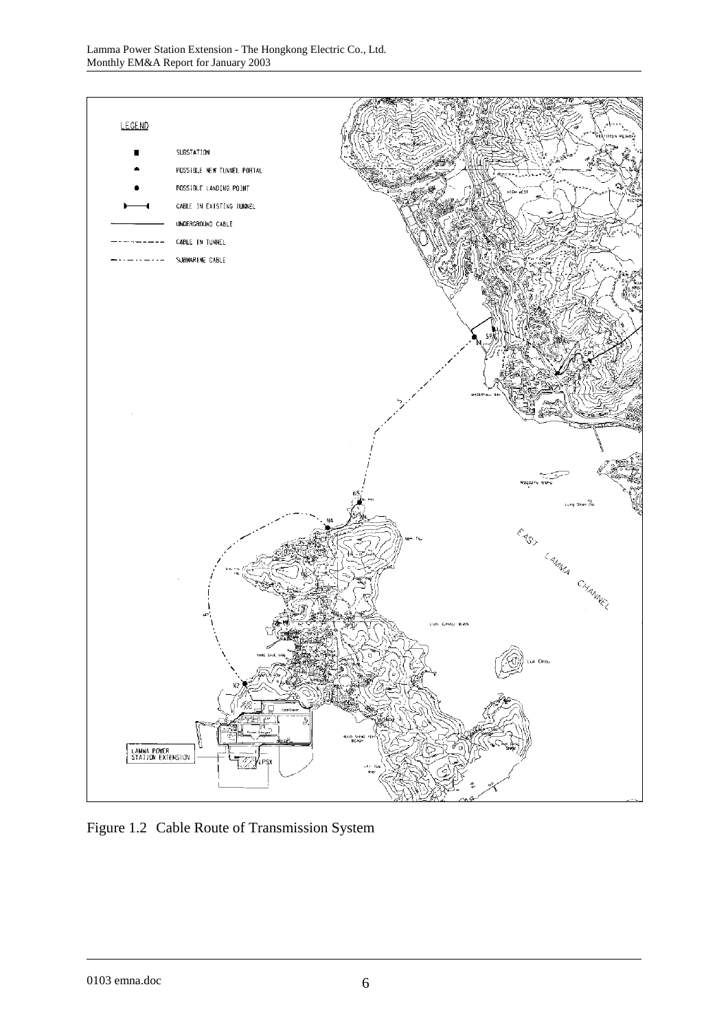Figure 1.2 Cable Route of Transmission System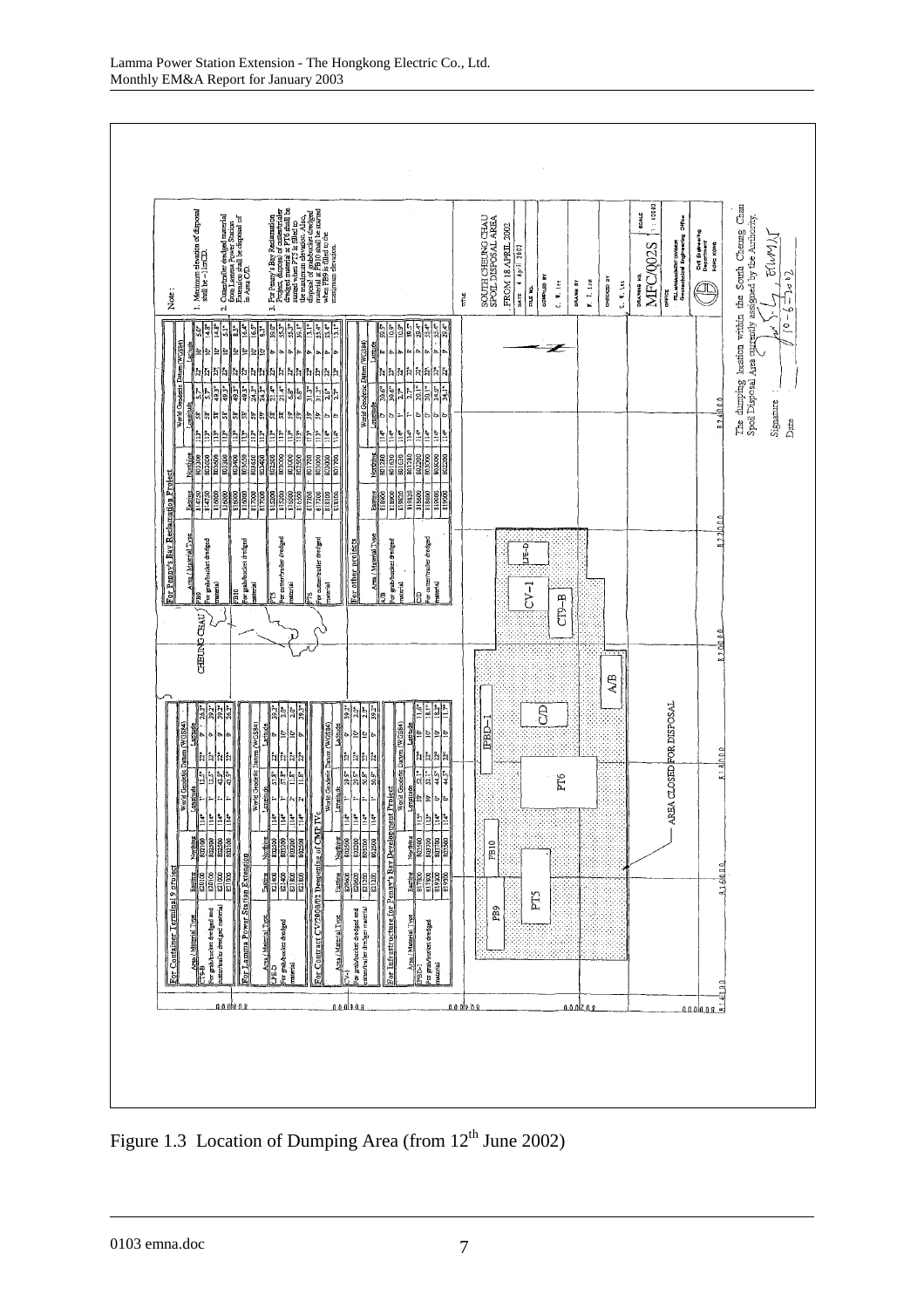**Note:**

1. Maximum elevation of disposal shall be -11mCD.
2. Cutter/trailer dredged material from Lamma Power Station Extension shall be disposal of in Area C/D.
3. For Penny's Bay Reclamation Project, disposal of cutter/trailer dredged material at PT6 shall be started when PT5 is filled to the maximum elevation. Also, disposal of grab/bucket dredged material at PB10 shall be started when PB9 is filled to the maximum elevation.

**For Container Terminal 9 Project** — Area CT9-B: For grab/bucket dredged and cutter/trailer dredged material

**For Lamma Power Station Extension** — Area LPE-D: For grab/bucket dredged material

**For Contract CV/2000/02 Deepening of CMP IVs** — Area CV-1: For grab/bucket dredged and cutter/trailer dredged material

**For Infrastructure for Penny's Bay Development Project** — Area JPBD-1: For grab/bucket dredged material

**For Penny's Bay Reclamation Project** — Areas PB9, PB10: For grab/bucket dredged material; Areas PT5, PT6: For cutter/trailer dredged material

**For other projects** — Area A/B: For grab/bucket dredged material; Area C/D: For cutter/trailer dredged material

(Coordinates of each area given in Easting/Northing and World Geodetic Datum (WGS84) Longitude/Latitude.)

Map labels: CHEUNG CHAU; PB9; PB10; PT5; PT6; JPBD-1; C/D; A/B; CV-1; CT9-B; LPE-D; AREA CLOSED FOR DISPOSAL

TITLE: SOUTH CHEUNG CHAU SPOIL DISPOSAL AREA FROM 18 APRIL 2002

DATE: 4 April 2002

COMPILED BY: C. W. Lee

DRAWN BY: Y. T. Lim

CHECKED BY: C. W. Lee

DRAWING NO.: MFC/002S

SCALE: 1 : 40000

OFFICE: Fill Management Division, Geotechnical Engineering Office

Civil Engineering Department, Hong Kong

The dumping location within the South Cheung Chau Spoil Disposal Area currently assigned by the Authority.

Signature

Date 10-6-2002

Figure 1.3 Location of Dumping Area (from 12[th] June 2002)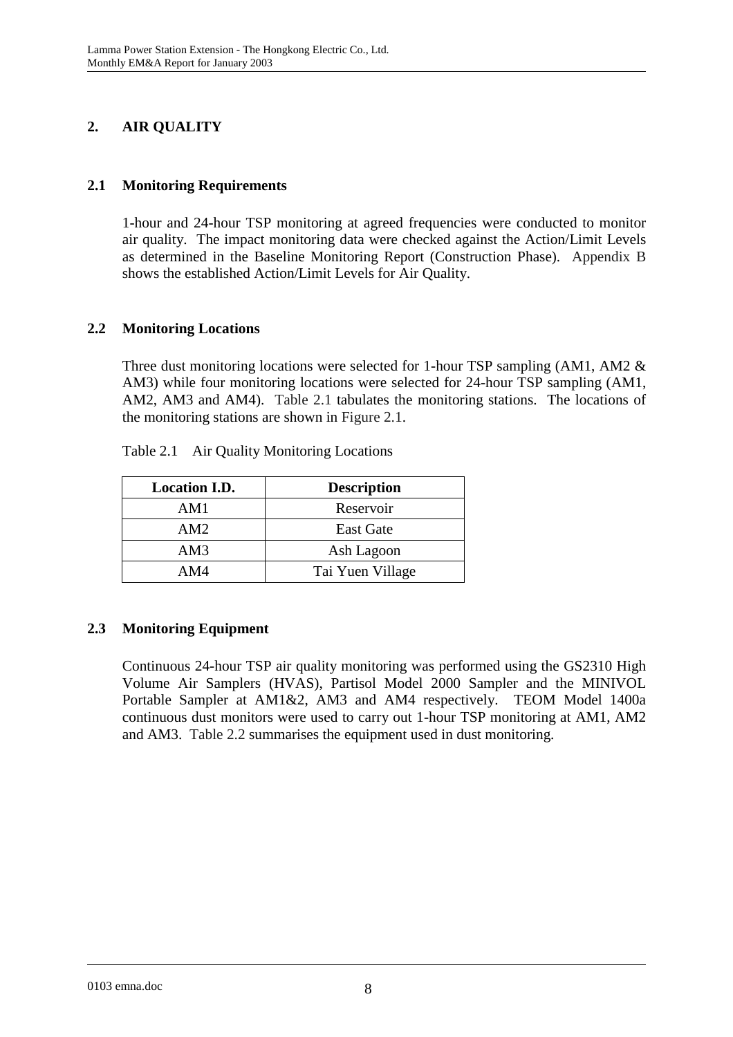## 2. AIR QUALITY

### 2.1 Monitoring Requirements

1-hour and 24-hour TSP monitoring at agreed frequencies were conducted to monitor air quality. The impact monitoring data were checked against the Action/Limit Levels as determined in the Baseline Monitoring Report (Construction Phase). Appendix B shows the established Action/Limit Levels for Air Quality.

### 2.2 Monitoring Locations

Three dust monitoring locations were selected for 1-hour TSP sampling (AM1, AM2 & AM3) while four monitoring locations were selected for 24-hour TSP sampling (AM1, AM2, AM3 and AM4). Table 2.1 tabulates the monitoring stations. The locations of the monitoring stations are shown in Figure 2.1.

Table 2.1 Air Quality Monitoring Locations

| Location I.D. | Description |
|---|---|
| AM1 | Reservoir |
| AM2 | East Gate |
| AM3 | Ash Lagoon |
| AM4 | Tai Yuen Village |

### 2.3 Monitoring Equipment

Continuous 24-hour TSP air quality monitoring was performed using the GS2310 High Volume Air Samplers (HVAS), Partisol Model 2000 Sampler and the MINIVOL Portable Sampler at AM1&2, AM3 and AM4 respectively. TEOM Model 1400a continuous dust monitors were used to carry out 1-hour TSP monitoring at AM1, AM2 and AM3. Table 2.2 summarises the equipment used in dust monitoring.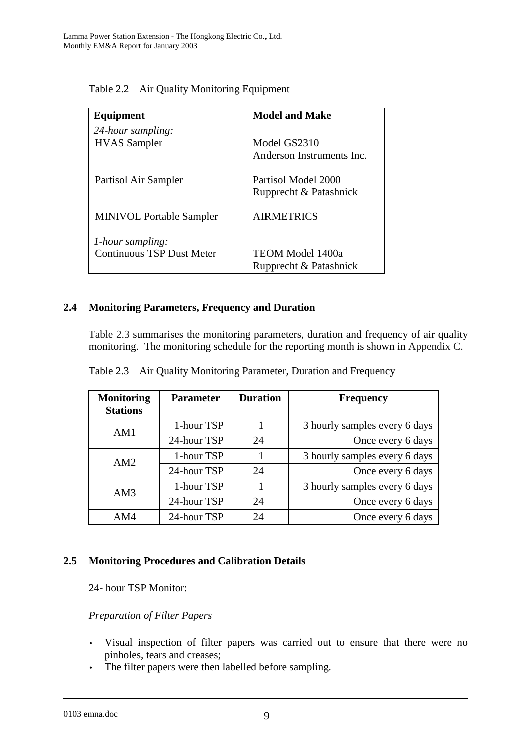Table 2.2 Air Quality Monitoring Equipment

| Equipment | Model and Make |
|---|---|
| *24-hour sampling:* | |
| HVAS Sampler | Model GS2310<br>Anderson Instruments Inc. |
| Partisol Air Sampler | Partisol Model 2000<br>Rupprecht & Patashnick |
| MINIVOL Portable Sampler | AIRMETRICS |
| *1-hour sampling:* | |
| Continuous TSP Dust Meter | TEOM Model 1400a<br>Rupprecht & Patashnick |

## 2.4 Monitoring Parameters, Frequency and Duration

Table 2.3 summarises the monitoring parameters, duration and frequency of air quality monitoring. The monitoring schedule for the reporting month is shown in Appendix C.

Table 2.3 Air Quality Monitoring Parameter, Duration and Frequency

| Monitoring Stations | Parameter | Duration | Frequency |
|---|---|---|---|
| AM1 | 1-hour TSP | 1 | 3 hourly samples every 6 days |
| | 24-hour TSP | 24 | Once every 6 days |
| AM2 | 1-hour TSP | 1 | 3 hourly samples every 6 days |
| | 24-hour TSP | 24 | Once every 6 days |
| AM3 | 1-hour TSP | 1 | 3 hourly samples every 6 days |
| | 24-hour TSP | 24 | Once every 6 days |
| AM4 | 24-hour TSP | 24 | Once every 6 days |

## 2.5 Monitoring Procedures and Calibration Details

24- hour TSP Monitor:

*Preparation of Filter Papers*

- Visual inspection of filter papers was carried out to ensure that there were no pinholes, tears and creases;
- The filter papers were then labelled before sampling.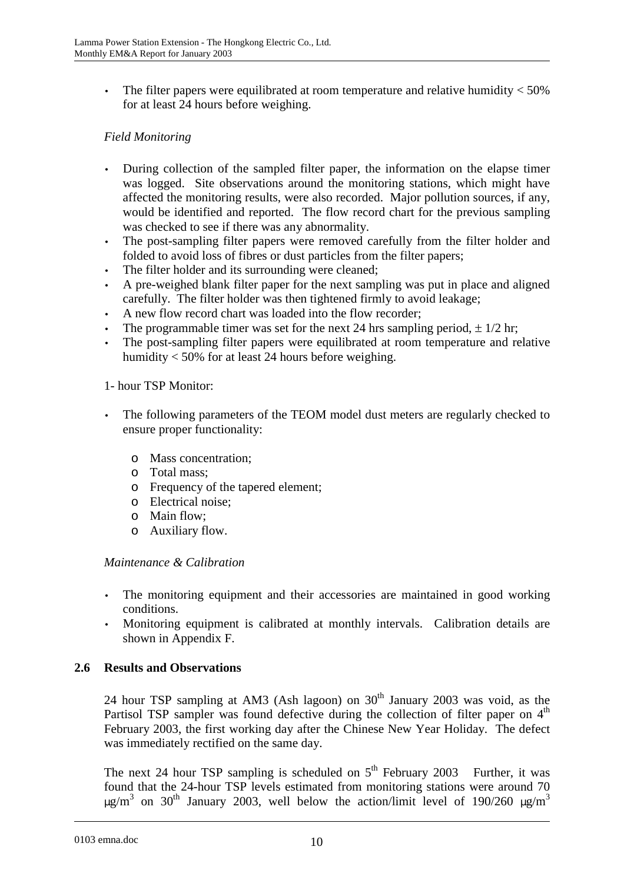- The filter papers were equilibrated at room temperature and relative humidity < 50% for at least 24 hours before weighing.

*Field Monitoring*

- During collection of the sampled filter paper, the information on the elapse timer was logged. Site observations around the monitoring stations, which might have affected the monitoring results, were also recorded. Major pollution sources, if any, would be identified and reported. The flow record chart for the previous sampling was checked to see if there was any abnormality.
- The post-sampling filter papers were removed carefully from the filter holder and folded to avoid loss of fibres or dust particles from the filter papers;
- The filter holder and its surrounding were cleaned;
- A pre-weighed blank filter paper for the next sampling was put in place and aligned carefully. The filter holder was then tightened firmly to avoid leakage;
- A new flow record chart was loaded into the flow recorder;
- The programmable timer was set for the next 24 hrs sampling period, ± 1/2 hr;
- The post-sampling filter papers were equilibrated at room temperature and relative humidity < 50% for at least 24 hours before weighing.

1- hour TSP Monitor:

- The following parameters of the TEOM model dust meters are regularly checked to ensure proper functionality:
  - Mass concentration;
  - Total mass;
  - Frequency of the tapered element;
  - Electrical noise;
  - Main flow;
  - Auxiliary flow.

*Maintenance & Calibration*

- The monitoring equipment and their accessories are maintained in good working conditions.
- Monitoring equipment is calibrated at monthly intervals. Calibration details are shown in Appendix F.

## 2.6 Results and Observations

24 hour TSP sampling at AM3 (Ash lagoon) on 30th January 2003 was void, as the Partisol TSP sampler was found defective during the collection of filter paper on 4th February 2003, the first working day after the Chinese New Year Holiday. The defect was immediately rectified on the same day.

The next 24 hour TSP sampling is scheduled on 5th February 2003 Further, it was found that the 24-hour TSP levels estimated from monitoring stations were around 70 μg/m³ on 30th January 2003, well below the action/limit level of 190/260 μg/m³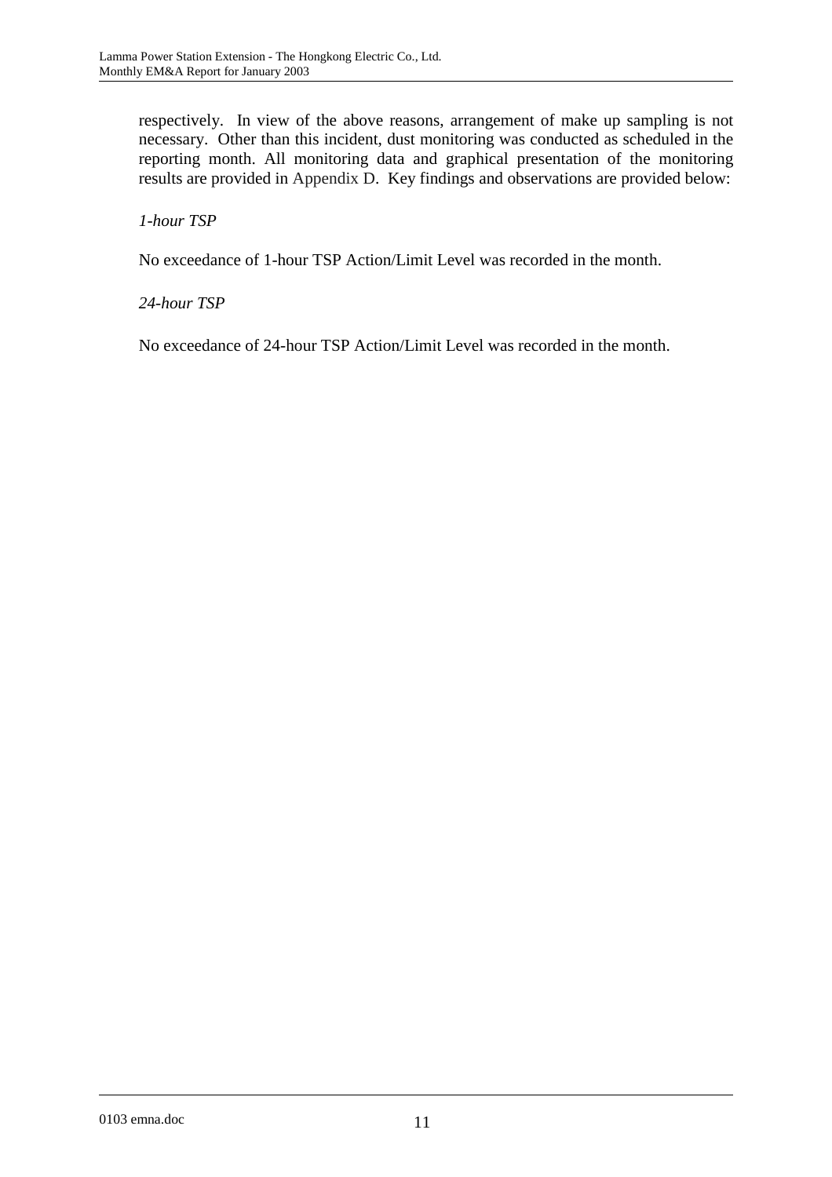respectively. In view of the above reasons, arrangement of make up sampling is not necessary. Other than this incident, dust monitoring was conducted as scheduled in the reporting month. All monitoring data and graphical presentation of the monitoring results are provided in Appendix D. Key findings and observations are provided below:

*1-hour TSP*

No exceedance of 1-hour TSP Action/Limit Level was recorded in the month.

*24-hour TSP*

No exceedance of 24-hour TSP Action/Limit Level was recorded in the month.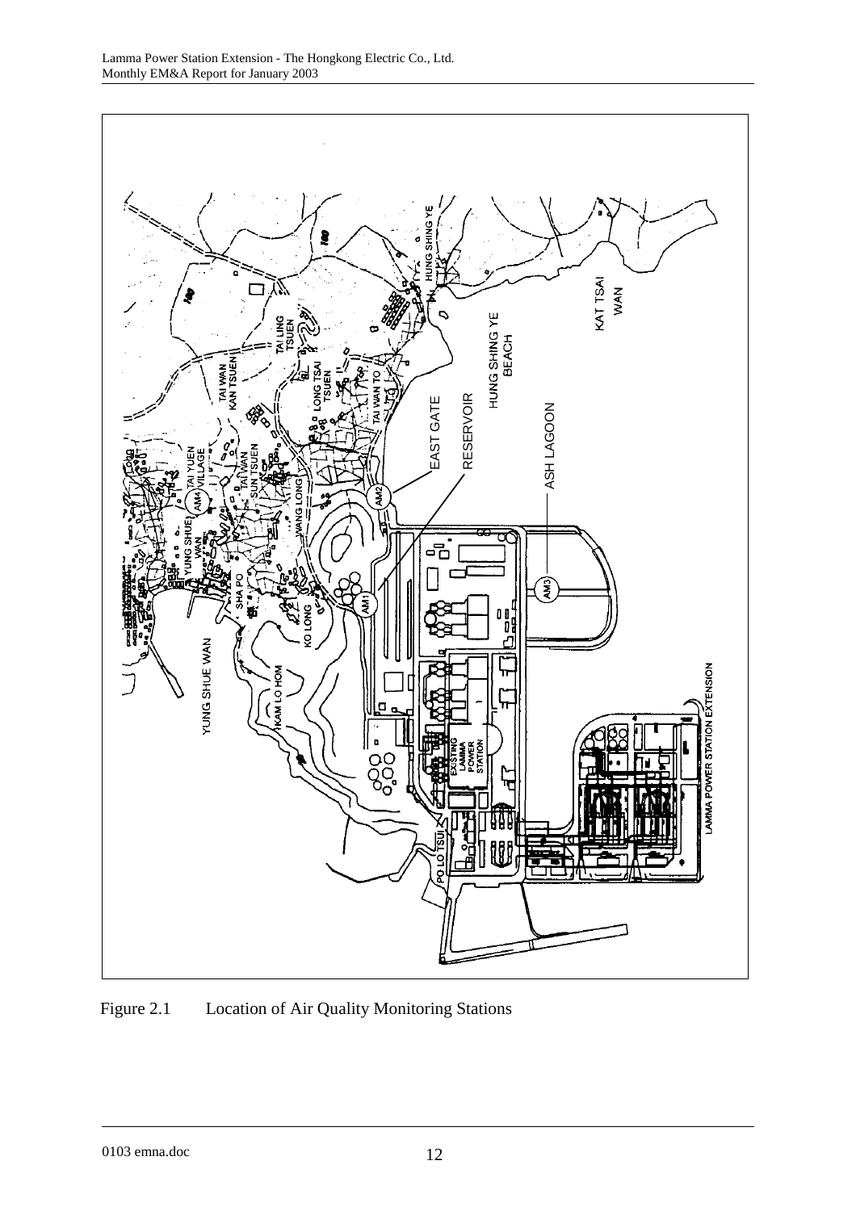Figure 2.1 Location of Air Quality Monitoring Stations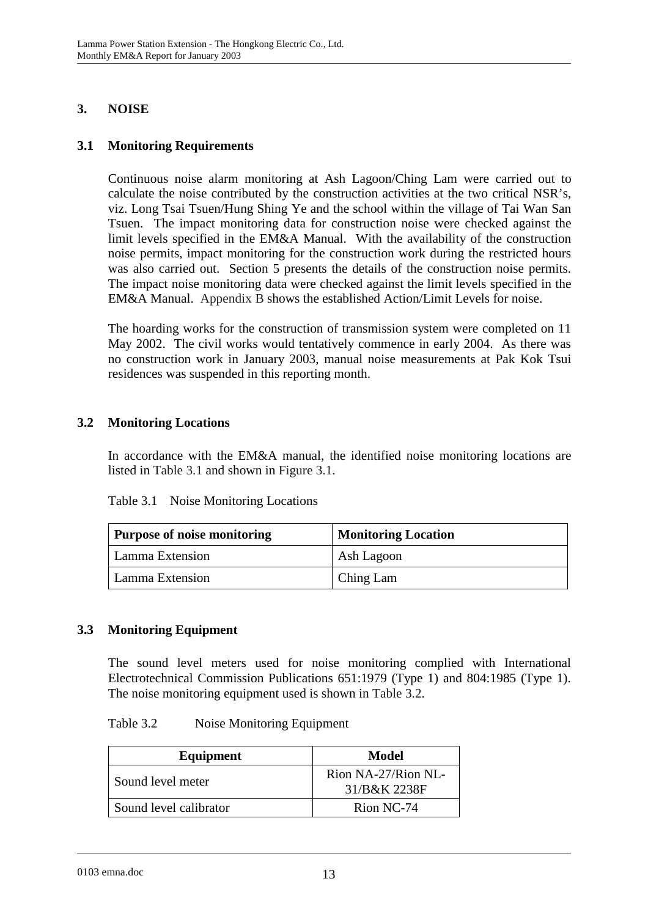# 3. NOISE

## 3.1 Monitoring Requirements

Continuous noise alarm monitoring at Ash Lagoon/Ching Lam were carried out to calculate the noise contributed by the construction activities at the two critical NSR's, viz. Long Tsai Tsuen/Hung Shing Ye and the school within the village of Tai Wan San Tsuen. The impact monitoring data for construction noise were checked against the limit levels specified in the EM&A Manual. With the availability of the construction noise permits, impact monitoring for the construction work during the restricted hours was also carried out. Section 5 presents the details of the construction noise permits. The impact noise monitoring data were checked against the limit levels specified in the EM&A Manual. Appendix B shows the established Action/Limit Levels for noise.

The hoarding works for the construction of transmission system were completed on 11 May 2002. The civil works would tentatively commence in early 2004. As there was no construction work in January 2003, manual noise measurements at Pak Kok Tsui residences was suspended in this reporting month.

## 3.2 Monitoring Locations

In accordance with the EM&A manual, the identified noise monitoring locations are listed in Table 3.1 and shown in Figure 3.1.

Table 3.1 Noise Monitoring Locations

| Purpose of noise monitoring | Monitoring Location |
|---|---|
| Lamma Extension | Ash Lagoon |
| Lamma Extension | Ching Lam |

## 3.3 Monitoring Equipment

The sound level meters used for noise monitoring complied with International Electrotechnical Commission Publications 651:1979 (Type 1) and 804:1985 (Type 1). The noise monitoring equipment used is shown in Table 3.2.

Table 3.2 Noise Monitoring Equipment

| Equipment | Model |
|---|---|
| Sound level meter | Rion NA-27/Rion NL-31/B&K 2238F |
| Sound level calibrator | Rion NC-74 |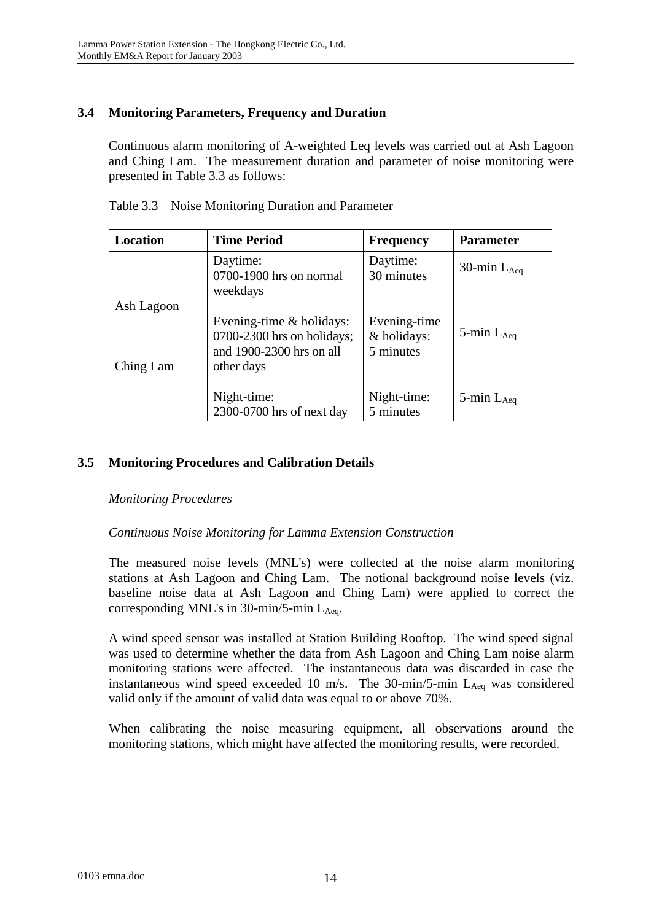### 3.4 Monitoring Parameters, Frequency and Duration

Continuous alarm monitoring of A-weighted Leq levels was carried out at Ash Lagoon and Ching Lam. The measurement duration and parameter of noise monitoring were presented in Table 3.3 as follows:

Table 3.3 Noise Monitoring Duration and Parameter

| Location | Time Period | Frequency | Parameter |
|---|---|---|---|
| Ash Lagoon<br><br>Ching Lam | Daytime:<br>0700-1900 hrs on normal weekdays | Daytime:<br>30 minutes | 30-min $L_{Aeq}$ |
| | Evening-time & holidays:<br>0700-2300 hrs on holidays; and 1900-2300 hrs on all other days | Evening-time & holidays:<br>5 minutes | 5-min $L_{Aeq}$ |
| | Night-time:<br>2300-0700 hrs of next day | Night-time:<br>5 minutes | 5-min $L_{Aeq}$ |

### 3.5 Monitoring Procedures and Calibration Details

*Monitoring Procedures*

*Continuous Noise Monitoring for Lamma Extension Construction*

The measured noise levels (MNL's) were collected at the noise alarm monitoring stations at Ash Lagoon and Ching Lam. The notional background noise levels (viz. baseline noise data at Ash Lagoon and Ching Lam) were applied to correct the corresponding MNL's in 30-min/5-min $L_{Aeq}$.

A wind speed sensor was installed at Station Building Rooftop. The wind speed signal was used to determine whether the data from Ash Lagoon and Ching Lam noise alarm monitoring stations were affected. The instantaneous data was discarded in case the instantaneous wind speed exceeded 10 m/s. The 30-min/5-min $L_{Aeq}$ was considered valid only if the amount of valid data was equal to or above 70%.

When calibrating the noise measuring equipment, all observations around the monitoring stations, which might have affected the monitoring results, were recorded.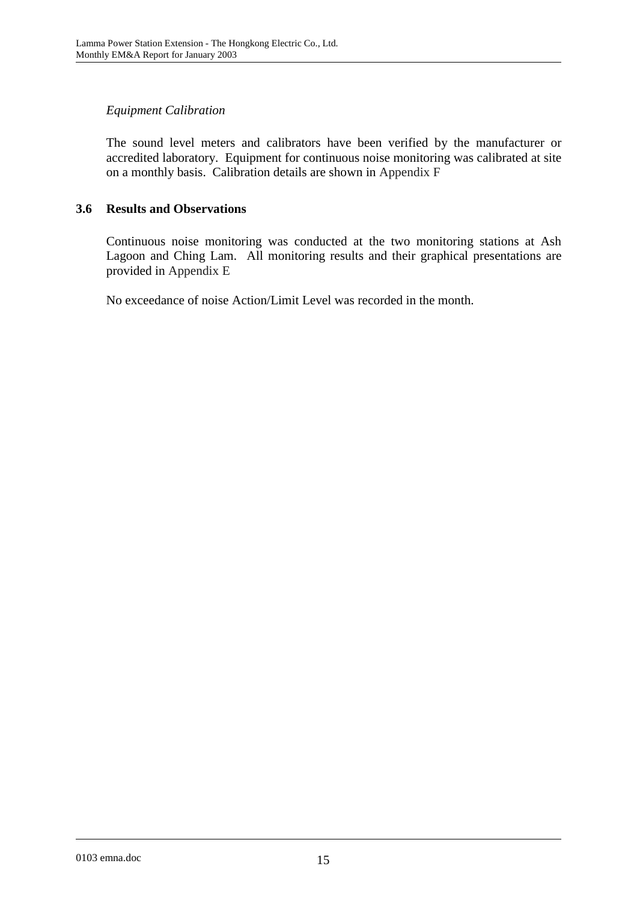*Equipment Calibration*

The sound level meters and calibrators have been verified by the manufacturer or accredited laboratory. Equipment for continuous noise monitoring was calibrated at site on a monthly basis. Calibration details are shown in Appendix F

### 3.6 Results and Observations

Continuous noise monitoring was conducted at the two monitoring stations at Ash Lagoon and Ching Lam. All monitoring results and their graphical presentations are provided in Appendix E

No exceedance of noise Action/Limit Level was recorded in the month.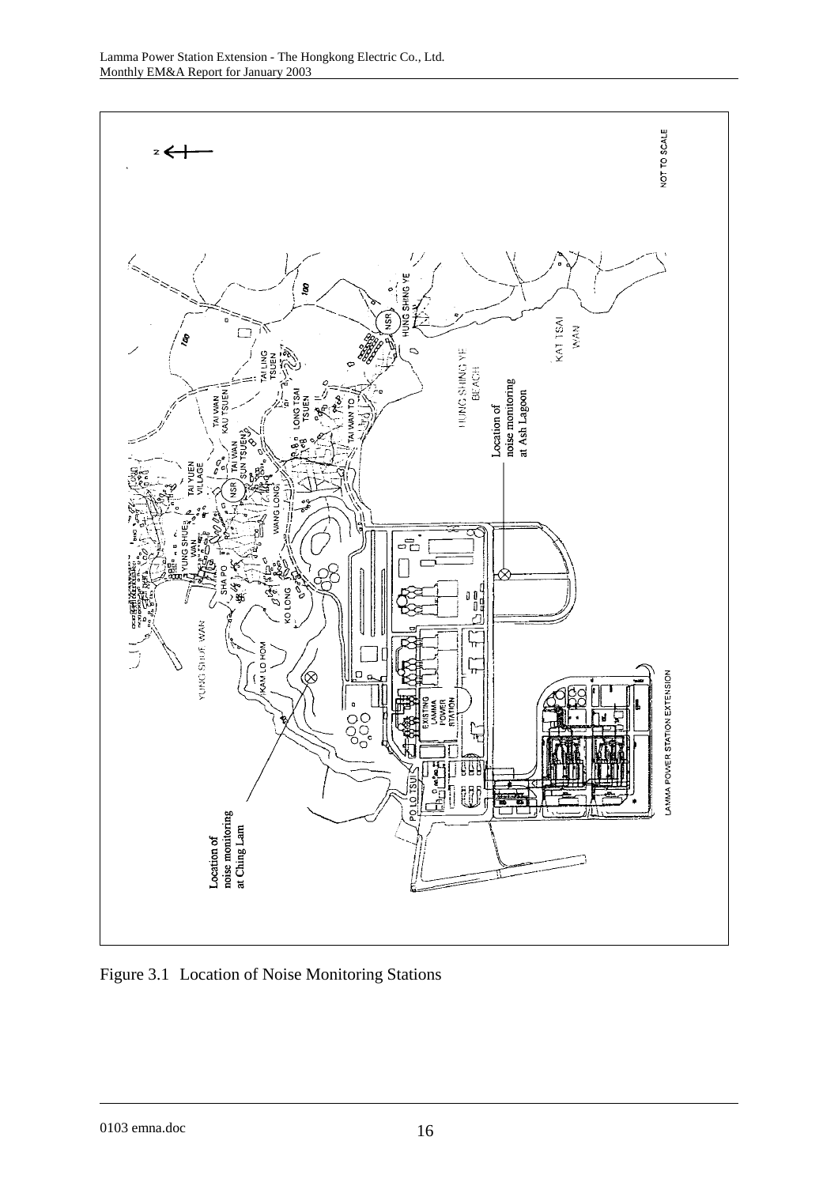Figure 3.1 Location of Noise Monitoring Stations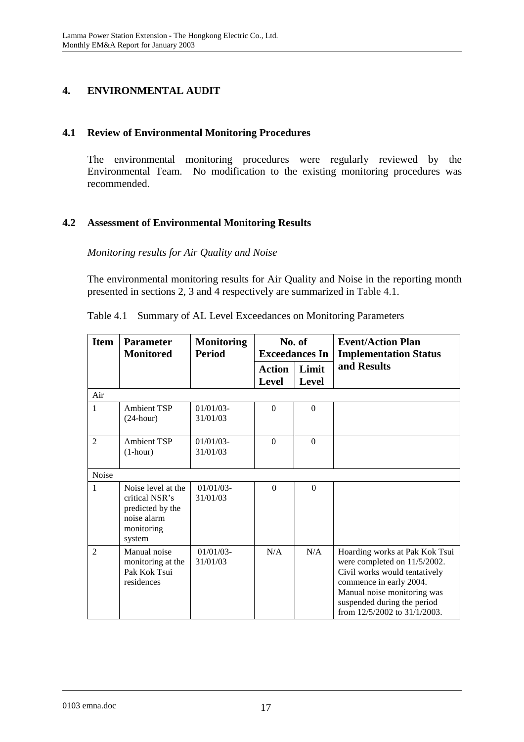## 4. ENVIRONMENTAL AUDIT

### 4.1 Review of Environmental Monitoring Procedures

The environmental monitoring procedures were regularly reviewed by the Environmental Team. No modification to the existing monitoring procedures was recommended.

### 4.2 Assessment of Environmental Monitoring Results

*Monitoring results for Air Quality and Noise*

The environmental monitoring results for Air Quality and Noise in the reporting month presented in sections 2, 3 and 4 respectively are summarized in Table 4.1.

Table 4.1 Summary of AL Level Exceedances on Monitoring Parameters

| Item | Parameter Monitored | Monitoring Period | No. of Exceedances In | | Event/Action Plan Implementation Status and Results |
|---|---|---|---|---|---|
| | | | Action Level | Limit Level | |
| Air | | | | | |
| 1 | Ambient TSP (24-hour) | 01/01/03-31/01/03 | 0 | 0 | |
| 2 | Ambient TSP (1-hour) | 01/01/03-31/01/03 | 0 | 0 | |
| Noise | | | | | |
| 1 | Noise level at the critical NSR's predicted by the noise alarm monitoring system | 01/01/03-31/01/03 | 0 | 0 | |
| 2 | Manual noise monitoring at the Pak Kok Tsui residences | 01/01/03-31/01/03 | N/A | N/A | Hoarding works at Pak Kok Tsui were completed on 11/5/2002. Civil works would tentatively commence in early 2004. Manual noise monitoring was suspended during the period from 12/5/2002 to 31/1/2003. |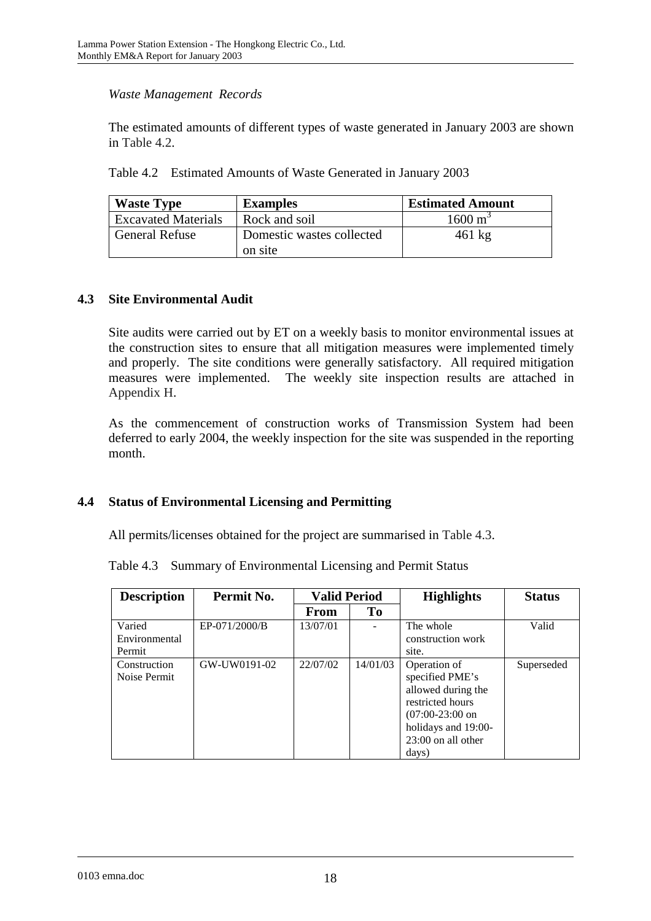*Waste Management Records*

The estimated amounts of different types of waste generated in January 2003 are shown in Table 4.2.

Table 4.2 Estimated Amounts of Waste Generated in January 2003

| Waste Type | Examples | Estimated Amount |
|---|---|---|
| Excavated Materials | Rock and soil | 1600 $m^3$ |
| General Refuse | Domestic wastes collected on site | 461 kg |

## 4.3 Site Environmental Audit

Site audits were carried out by ET on a weekly basis to monitor environmental issues at the construction sites to ensure that all mitigation measures were implemented timely and properly. The site conditions were generally satisfactory. All required mitigation measures were implemented. The weekly site inspection results are attached in Appendix H.

As the commencement of construction works of Transmission System had been deferred to early 2004, the weekly inspection for the site was suspended in the reporting month.

## 4.4 Status of Environmental Licensing and Permitting

All permits/licenses obtained for the project are summarised in Table 4.3.

Table 4.3 Summary of Environmental Licensing and Permit Status

| Description | Permit No. | Valid Period | | Highlights | Status |
|---|---|---|---|---|---|
| | | From | To | | |
| Varied Environmental Permit | EP-071/2000/B | 13/07/01 | - | The whole construction work site. | Valid |
| Construction Noise Permit | GW-UW0191-02 | 22/07/02 | 14/01/03 | Operation of specified PME's allowed during the restricted hours (07:00-23:00 on holidays and 19:00-23:00 on all other days) | Superseded |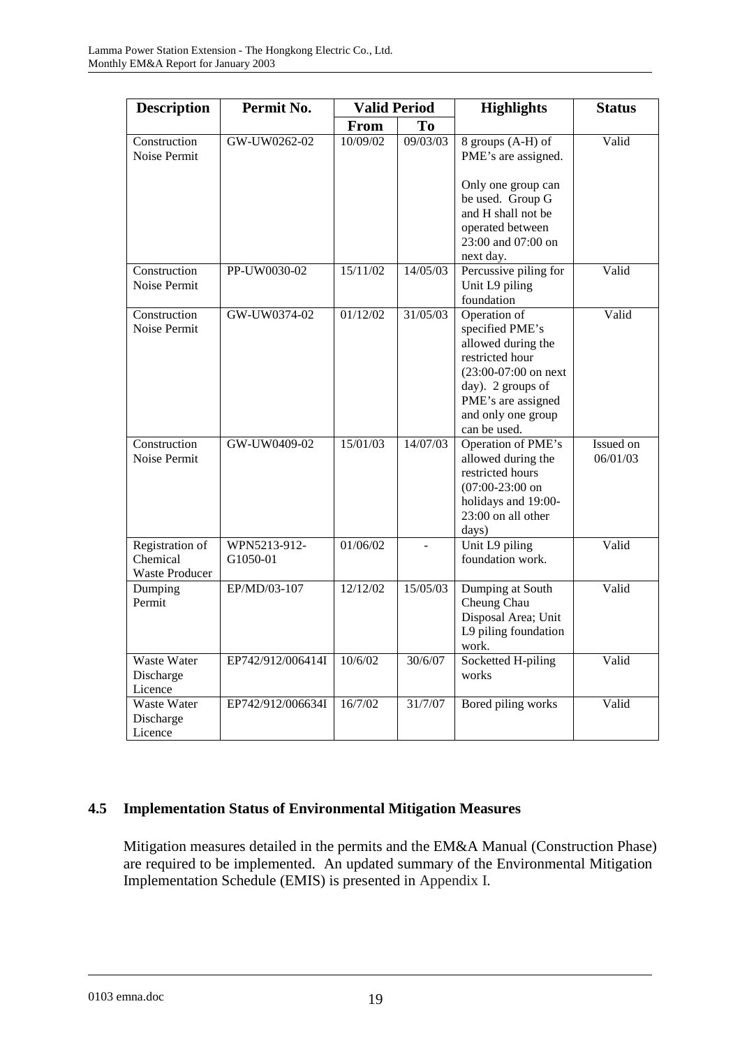| Description | Permit No. | Valid Period | | Highlights | Status |
|---|---|---|---|---|---|
| | | From | To | | |
| Construction Noise Permit | GW-UW0262-02 | 10/09/02 | 09/03/03 | 8 groups (A-H) of PME's are assigned.<br><br>Only one group can be used. Group G and H shall not be operated between 23:00 and 07:00 on next day. | Valid |
| Construction Noise Permit | PP-UW0030-02 | 15/11/02 | 14/05/03 | Percussive piling for Unit L9 piling foundation | Valid |
| Construction Noise Permit | GW-UW0374-02 | 01/12/02 | 31/05/03 | Operation of specified PME's allowed during the restricted hour (23:00-07:00 on next day). 2 groups of PME's are assigned and only one group can be used. | Valid |
| Construction Noise Permit | GW-UW0409-02 | 15/01/03 | 14/07/03 | Operation of PME's allowed during the restricted hours (07:00-23:00 on holidays and 19:00-23:00 on all other days) | Issued on 06/01/03 |
| Registration of Chemical Waste Producer | WPN5213-912-G1050-01 | 01/06/02 | - | Unit L9 piling foundation work. | Valid |
| Dumping Permit | EP/MD/03-107 | 12/12/02 | 15/05/03 | Dumping at South Cheung Chau Disposal Area; Unit L9 piling foundation work. | Valid |
| Waste Water Discharge Licence | EP742/912/006414I | 10/6/02 | 30/6/07 | Socketted H-piling works | Valid |
| Waste Water Discharge Licence | EP742/912/006634I | 16/7/02 | 31/7/07 | Bored piling works | Valid |

## 4.5 Implementation Status of Environmental Mitigation Measures

Mitigation measures detailed in the permits and the EM&A Manual (Construction Phase) are required to be implemented. An updated summary of the Environmental Mitigation Implementation Schedule (EMIS) is presented in Appendix I.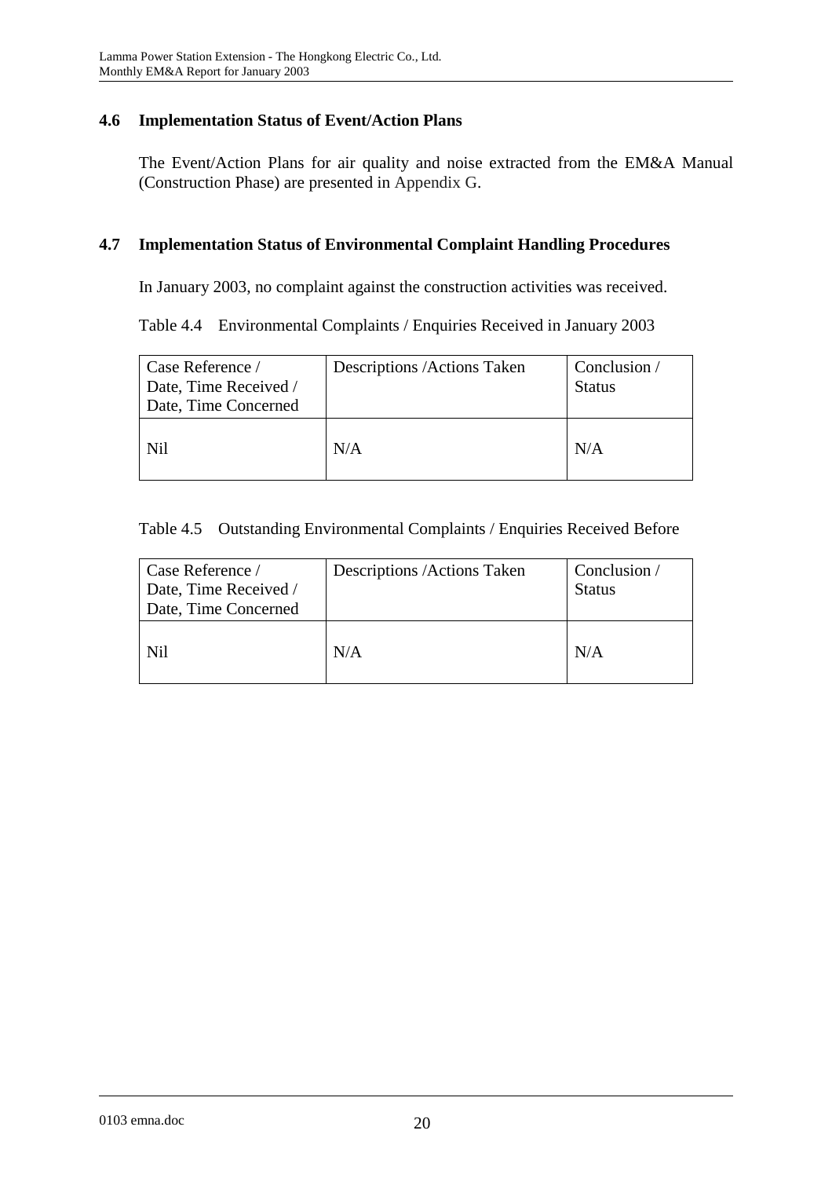### 4.6 Implementation Status of Event/Action Plans

The Event/Action Plans for air quality and noise extracted from the EM&A Manual (Construction Phase) are presented in Appendix G.

### 4.7 Implementation Status of Environmental Complaint Handling Procedures

In January 2003, no complaint against the construction activities was received.

Table 4.4 Environmental Complaints / Enquiries Received in January 2003

| Case Reference / Date, Time Received / Date, Time Concerned | Descriptions /Actions Taken | Conclusion / Status |
|---|---|---|
| Nil | N/A | N/A |

Table 4.5 Outstanding Environmental Complaints / Enquiries Received Before

| Case Reference / Date, Time Received / Date, Time Concerned | Descriptions /Actions Taken | Conclusion / Status |
|---|---|---|
| Nil | N/A | N/A |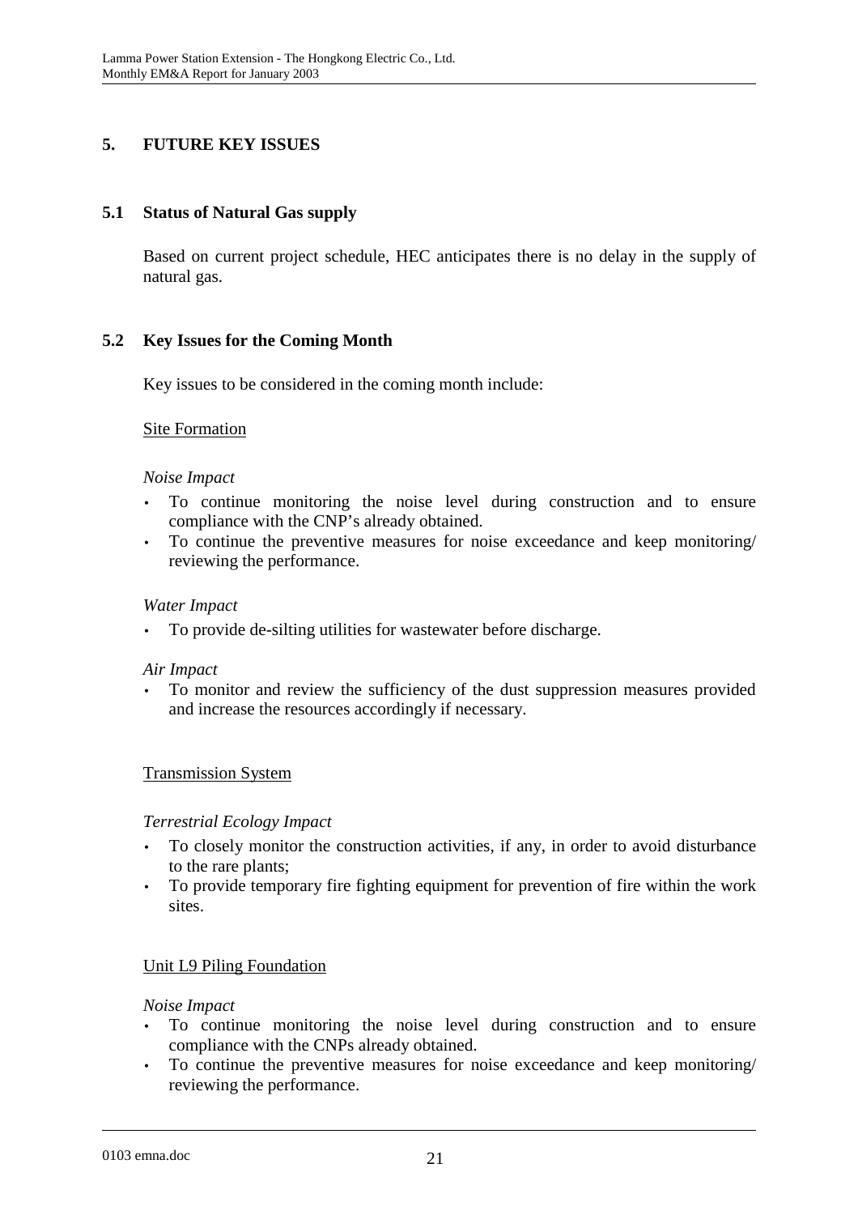# 5. FUTURE KEY ISSUES

## 5.1 Status of Natural Gas supply

Based on current project schedule, HEC anticipates there is no delay in the supply of natural gas.

## 5.2 Key Issues for the Coming Month

Key issues to be considered in the coming month include:

<u>Site Formation</u>

*Noise Impact*

- To continue monitoring the noise level during construction and to ensure compliance with the CNP's already obtained.
- To continue the preventive measures for noise exceedance and keep monitoring/ reviewing the performance.

*Water Impact*

- To provide de-silting utilities for wastewater before discharge.

*Air Impact*

- To monitor and review the sufficiency of the dust suppression measures provided and increase the resources accordingly if necessary.

<u>Transmission System</u>

*Terrestrial Ecology Impact*

- To closely monitor the construction activities, if any, in order to avoid disturbance to the rare plants;
- To provide temporary fire fighting equipment for prevention of fire within the work sites.

<u>Unit L9 Piling Foundation</u>

*Noise Impact*

- To continue monitoring the noise level during construction and to ensure compliance with the CNPs already obtained.
- To continue the preventive measures for noise exceedance and keep monitoring/ reviewing the performance.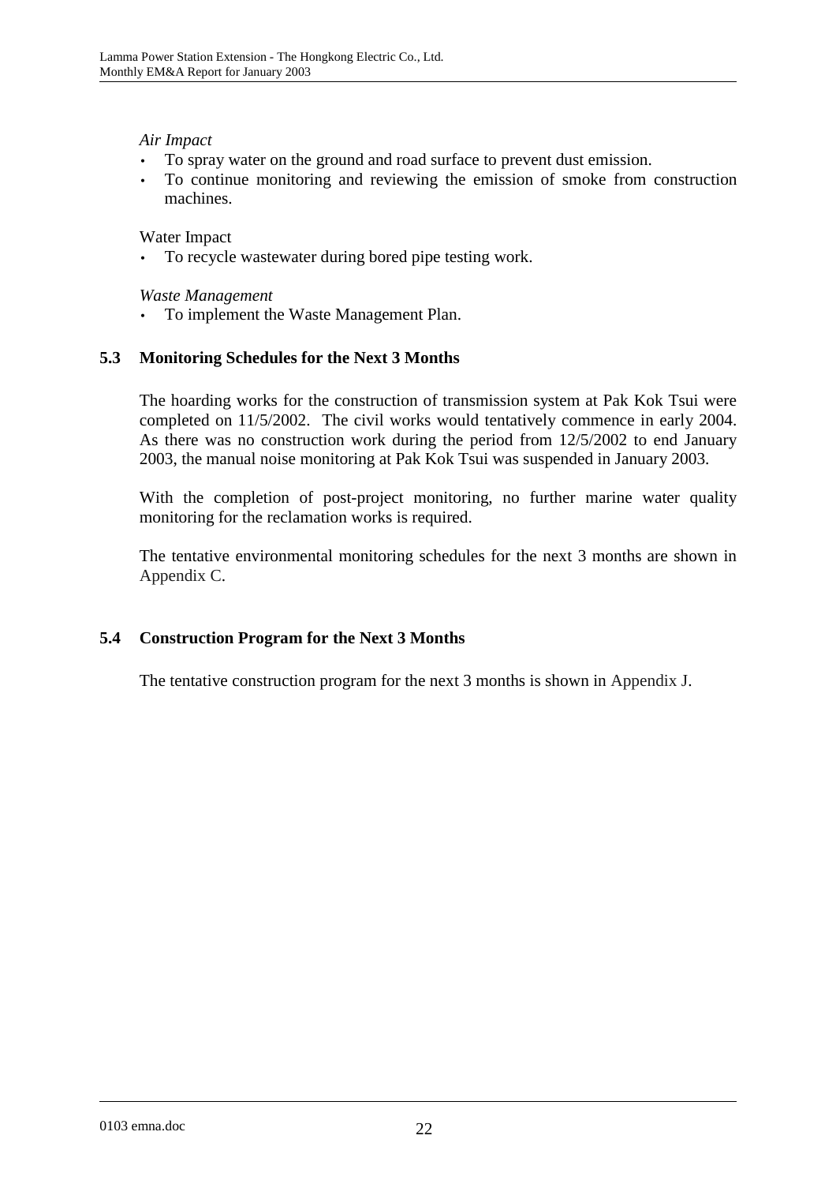*Air Impact*

- To spray water on the ground and road surface to prevent dust emission.
- To continue monitoring and reviewing the emission of smoke from construction machines.

Water Impact

- To recycle wastewater during bored pipe testing work.

*Waste Management*

- To implement the Waste Management Plan.

## 5.3 Monitoring Schedules for the Next 3 Months

The hoarding works for the construction of transmission system at Pak Kok Tsui were completed on 11/5/2002. The civil works would tentatively commence in early 2004. As there was no construction work during the period from 12/5/2002 to end January 2003, the manual noise monitoring at Pak Kok Tsui was suspended in January 2003.

With the completion of post-project monitoring, no further marine water quality monitoring for the reclamation works is required.

The tentative environmental monitoring schedules for the next 3 months are shown in Appendix C.

## 5.4 Construction Program for the Next 3 Months

The tentative construction program for the next 3 months is shown in Appendix J.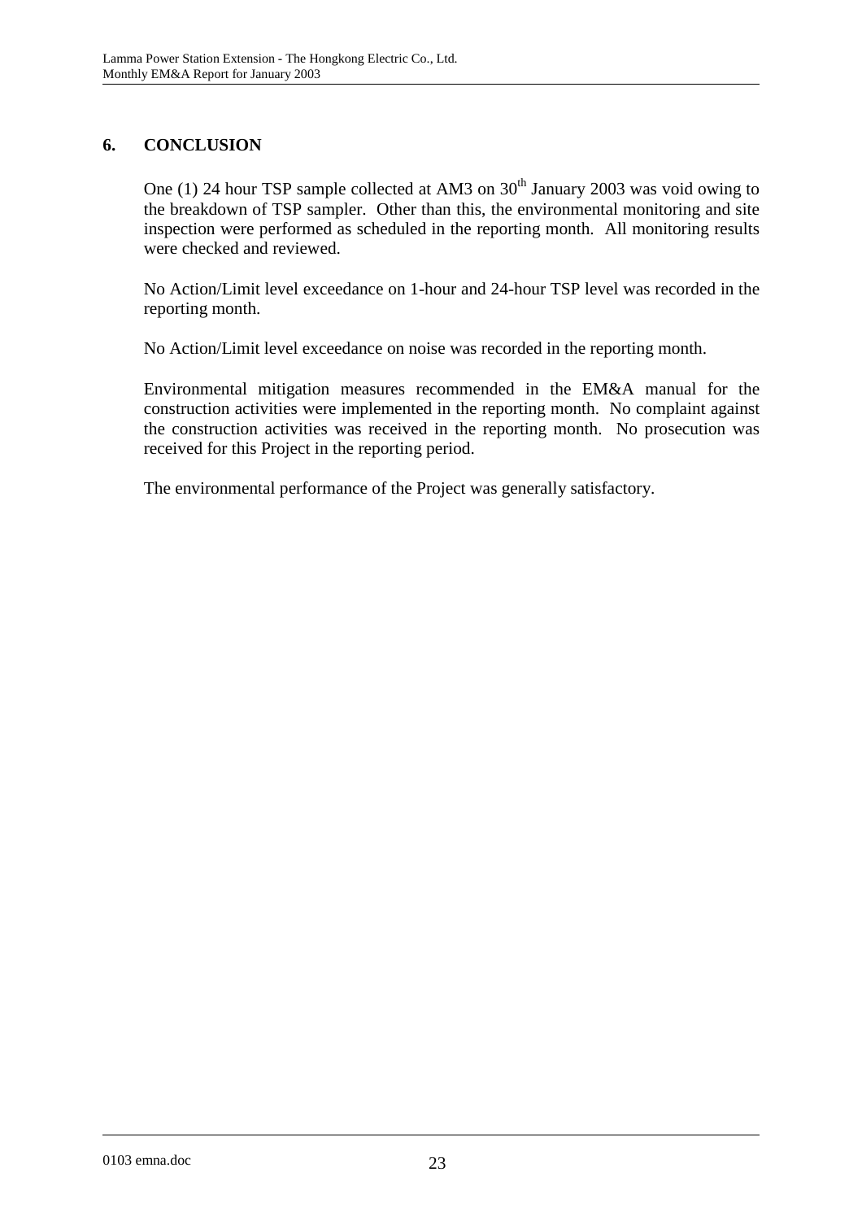## 6. CONCLUSION

One (1) 24 hour TSP sample collected at AM3 on 30th January 2003 was void owing to the breakdown of TSP sampler. Other than this, the environmental monitoring and site inspection were performed as scheduled in the reporting month. All monitoring results were checked and reviewed.

No Action/Limit level exceedance on 1-hour and 24-hour TSP level was recorded in the reporting month.

No Action/Limit level exceedance on noise was recorded in the reporting month.

Environmental mitigation measures recommended in the EM&A manual for the construction activities were implemented in the reporting month. No complaint against the construction activities was received in the reporting month. No prosecution was received for this Project in the reporting period.

The environmental performance of the Project was generally satisfactory.